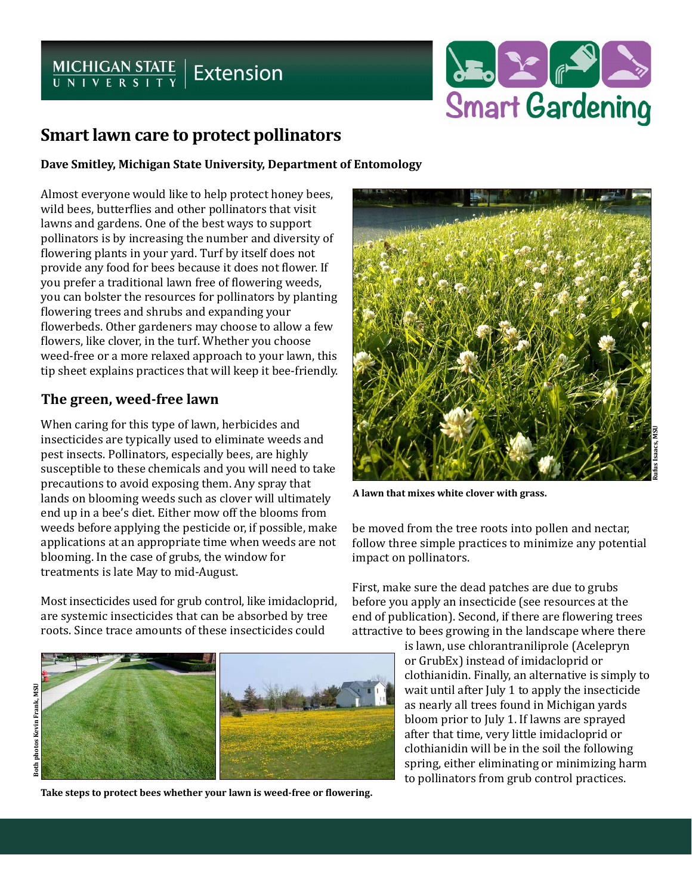# Smart lawn care to protect pollinators

**Dave Smitley, Michigan State University, Department of Entomology**

Almost everyone would like to help protect honey bees, wild bees, butterflies and other pollinators that visit lawns and gardens. One of the best ways to support pollinators is by increasing the number and diversity of flowering plants in your yard. Turf by itself does not provide any food for bees because it does not flower. If you prefer a traditional lawn free of flowering weeds, you can bolster the resources for pollinators by planting flowering trees and shrubs and expanding your flowerbeds. Other gardeners may choose to allow a few flowers, like clover, in the turf. Whether you choose weed-free or a more relaxed approach to your lawn, this tip sheet explains practices that will keep it bee-friendly.

## The green, weed-free lawn

When caring for this type of lawn, herbicides and insecticides are typically used to eliminate weeds and pest insects. Pollinators, especially bees, are highly susceptible to these chemicals and you will need to take precautions to avoid exposing them. Any spray that lands on blooming weeds such as clover will ultimately end up in a bee's diet. Either mow off the blooms from weeds before applying the pesticide or, if possible, make applications at an appropriate time when weeds are not blooming. In the case of grubs, the window for treatments is late May to mid-August.

Most insecticides used for grub control, like imidacloprid, are systemic insecticides that can be absorbed by tree roots. Since trace amounts of these insecticides could be moved from the tree roots into pollen and nectar, follow three simple practices to minimize any potential impact on pollinators.

First, make sure the dead patches are due to grubs before you apply an insecticide (see resources at the end of publication). Second, if there are flowering trees attractive to bees growing in the landscape where there is lawn, use chlorantraniliprole (Acelepryn or GrubEx) instead of imidacloprid or clothianidin. Finally, an alternative is simply to wait until after July 1 to apply the insecticide as nearly all trees found in Michigan yards bloom prior to July 1. If lawns are sprayed after that time, very little imidacloprid or clothianidin will be in the soil the following spring, either eliminating or minimizing harm to pollinators from grub control practices.

Rufus Isaacs, MSU

**A lawn that mixes white clover with grass.**

Both photos Kevin Frank, MSU

**Take steps to protect bees whether your lawn is weed-free or flowering.**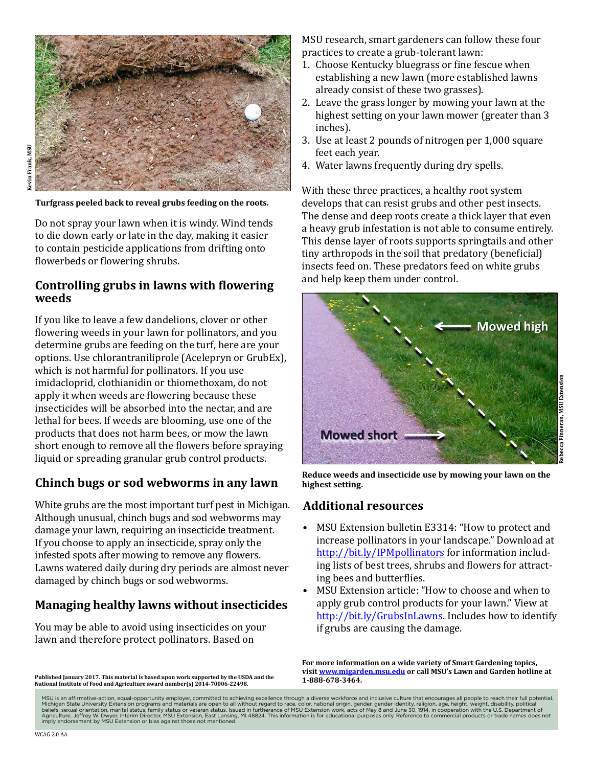Turfgrass peeled back to reveal grubs feeding on the roots.

Do not spray your lawn when it is windy. Wind tends to die down early or late in the day, making it easier to contain pesticide applications from drifting onto flowerbeds or flowering shrubs.

## Controlling grubs in lawns with flowering weeds

If you like to leave a few dandelions, clover or other flowering weeds in your lawn for pollinators, and you determine grubs are feeding on the turf, here are your options. Use chlorantraniliprole (Acelepryn or GrubEx), which is not harmful for pollinators. If you use imidacloprid, clothianidin or thiomethoxam, do not apply it when weeds are flowering because these insecticides will be absorbed into the nectar, and are lethal for bees. If weeds are blooming, use one of the products that does not harm bees, or mow the lawn short enough to remove all the flowers before spraying liquid or spreading granular grub control products.

## Chinch bugs or sod webworms in any lawn

White grubs are the most important turf pest in Michigan. Although unusual, chinch bugs and sod webworms may damage your lawn, requiring an insecticide treatment. If you choose to apply an insecticide, spray only the infested spots after mowing to remove any flowers. Lawns watered daily during dry periods are almost never damaged by chinch bugs or sod webworms.

## Managing healthy lawns without insecticides

You may be able to avoid using insecticides on your lawn and therefore protect pollinators. Based on MSU research, smart gardeners can follow these four practices to create a grub-tolerant lawn:

1. Choose Kentucky bluegrass or fine fescue when establishing a new lawn (more established lawns already consist of these two grasses).
2. Leave the grass longer by mowing your lawn at the highest setting on your lawn mower (greater than 3 inches).
3. Use at least 2 pounds of nitrogen per 1,000 square feet each year.
4. Water lawns frequently during dry spells.

With these three practices, a healthy root system develops that can resist grubs and other pest insects. The dense and deep roots create a thick layer that even a heavy grub infestation is not able to consume entirely. This dense layer of roots supports springtails and other tiny arthropods in the soil that predatory (beneficial) insects feed on. These predators feed on white grubs and help keep them under control.

Reduce weeds and insecticide use by mowing your lawn on the highest setting.

## Additional resources

- MSU Extension bulletin E3314: "How to protect and increase pollinators in your landscape." Download at http://bit.ly/IPMpollinators for information including lists of best trees, shrubs and flowers for attracting bees and butterflies.
- MSU Extension article: "How to choose and when to apply grub control products for your lawn." View at http://bit.ly/GrubsInLawns. Includes how to identify if grubs are causing the damage.

**For more information on a wide variety of Smart Gardening topics, visit www.migarden.msu.edu or call MSU's Lawn and Garden hotline at 1-888-678-3464.**

**Published January 2017. This material is based upon work supported by the USDA and the National Institute of Food and Agriculture award number(s) 2014-70006-22498.**

MSU is an affirmative-action, equal-opportunity employer, committed to achieving excellence through a diverse workforce and inclusive culture that encourages all people to reach their full potential. Michigan State University Extension programs and materials are open to all without regard to race, color, national origin, gender, gender identity, religion, age, height, weight, disability, political beliefs, sexual orientation, marital status, family status or veteran status. Issued in furtherance of MSU Extension work, acts of May 8 and June 30, 1914, in cooperation with the U.S. Department of Agriculture. Jeffrey W. Dwyer, Interim Director, MSU Extension, East Lansing, MI 48824. This information is for educational purposes only. Reference to commercial products or trade names does not imply endorsement by MSU Extension or bias against those not mentioned.

WCAG 2.0 AA